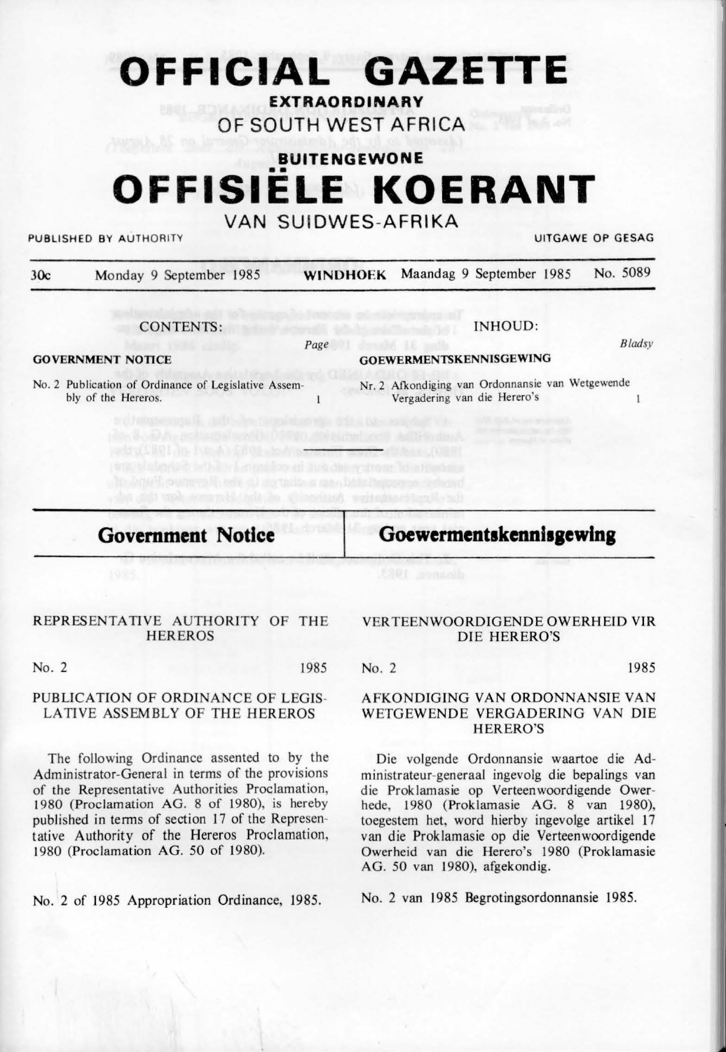# OFFICIAL GAZETTE

**EXTRAORDINARY**

OF SOUTH WEST AFRICA

**BUITENGEWONE**

# OFFISIËLE KOERANT

VAN SUIDWES-AFRIKA

PUBLISHED BY AUTHORITY | UITGAWE OP GESAG

30c | Monday 9 September 1985 | **WINDHOEK** Maandag 9 September 1985 | No. 5089

CONTENTS:

**GOVERNMENT NOTICE** — *Page*

No. 2 Publication of Ordinance of Legislative Assembly of the Hereros. — 1

INHOUD:

**GOEWERMENTSKENNISGEWING** — *Bladsy*

Nr. 2 Afkondiging van Ordonnansie van Wetgewende Vergadering van die Herero's — 1

## Government Notice

REPRESENTATIVE AUTHORITY OF THE HEREROS

No. 2 — 1985

PUBLICATION OF ORDINANCE OF LEGISLATIVE ASSEMBLY OF THE HEREROS

The following Ordinance assented to by the Administrator-General in terms of the provisions of the Representative Authorities Proclamation, 1980 (Proclamation AG. 8 of 1980), is hereby published in terms of section 17 of the Representative Authority of the Hereros Proclamation, 1980 (Proclamation AG. 50 of 1980).

No. 2 of 1985 Appropriation Ordinance, 1985.

## Goewermentskennisgewing

VERTEENWOORDIGENDE OWERHEID VIR DIE HERERO'S

No. 2 — 1985

AFKONDIGING VAN ORDONNANSIE VAN WETGEWENDE VERGADERING VAN DIE HERERO'S

Die volgende Ordonnansie waartoe die Administrateur-generaal ingevolg die bepalings van die Proklamasie op Verteenwoordigende Owerhede, 1980 (Proklamasie AG. 8 van 1980), toegestem het, word hierby ingevolge artikel 17 van die Proklamasie op die Verteenwoordigende Owerheid van die Herero's 1980 (Proklamasie AG. 50 van 1980), afgekondig.

No. 2 van 1985 Begrotingsordonnansie 1985.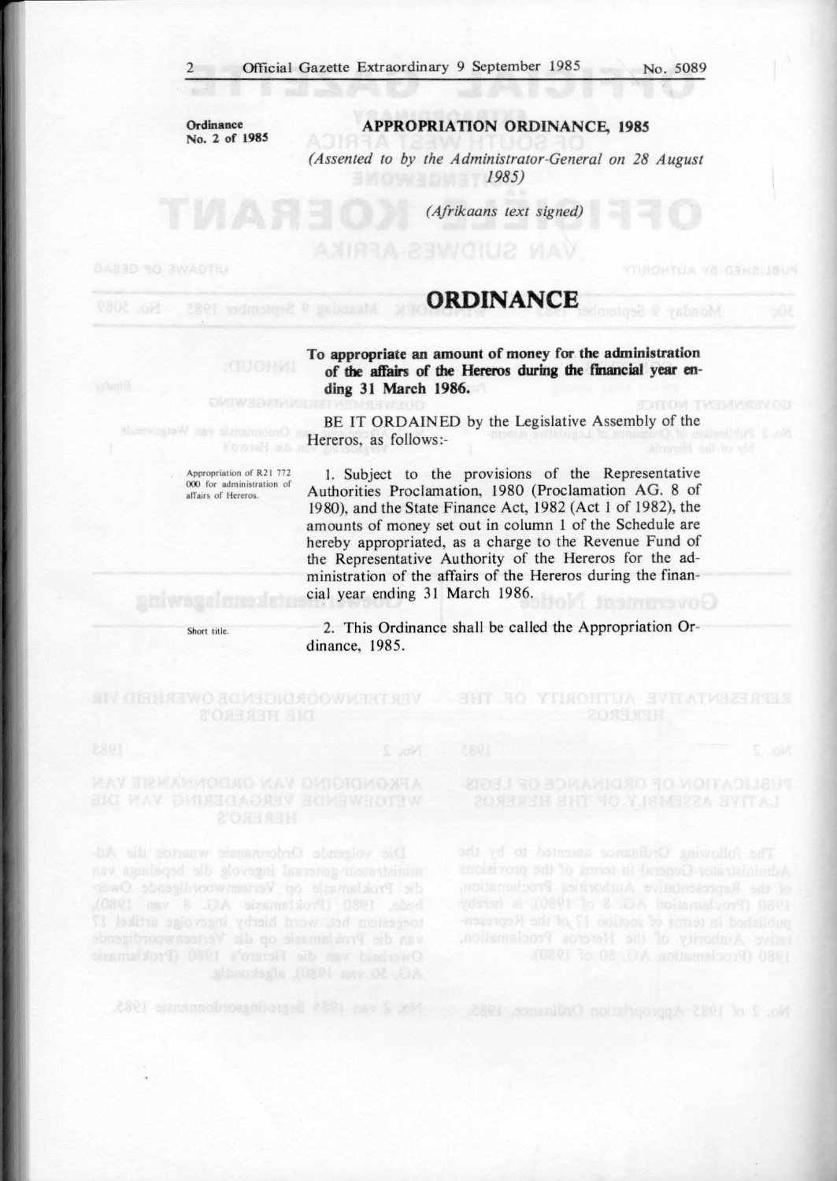**Ordinance No. 2 of 1985**

## APPROPRIATION ORDINANCE, 1985

*(Assented to by the Administrator-General on 28 August 1985)*

*(Afrikaans text signed)*

# ORDINANCE

**To appropriate an amount of money for the administration of the affairs of the Hereros during the financial year ending 31 March 1986.**

BE IT ORDAINED by the Legislative Assembly of the Hereros, as follows:-

*Appropriation of R21 772 000 for administration of affairs of Hereros.*

1. Subject to the provisions of the Representative Authorities Proclamation, 1980 (Proclamation AG. 8 of 1980), and the State Finance Act, 1982 (Act 1 of 1982), the amounts of money set out in column 1 of the Schedule are hereby appropriated, as a charge to the Revenue Fund of the Representative Authority of the Hereros for the administration of the affairs of the Hereros during the financial year ending 31 March 1986.

*Short title.*

2. This Ordinance shall be called the Appropriation Ordinance, 1985.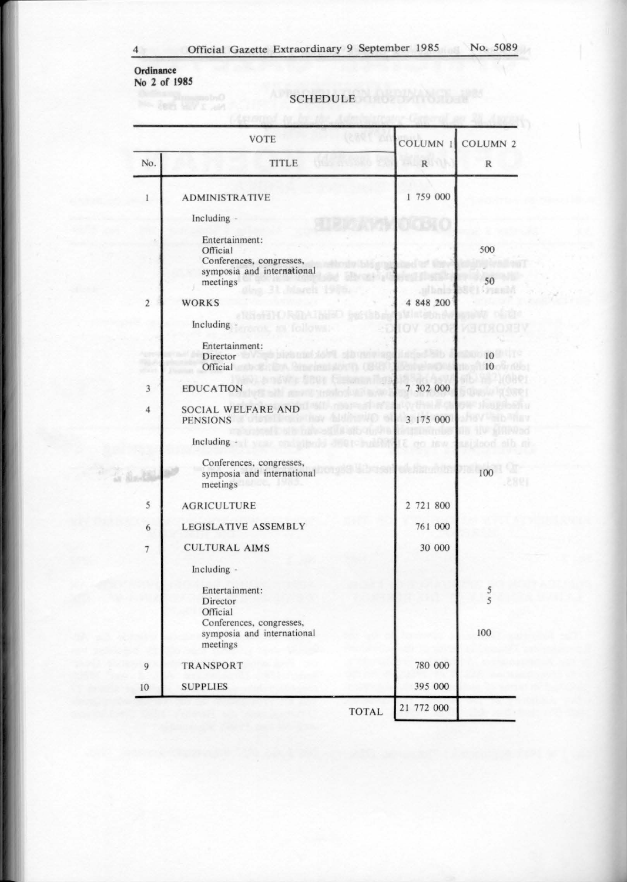**Ordinance**
**No 2 of 1985**

## SCHEDULE

| VOTE | | COLUMN 1 | COLUMN 2 |
|---|---|---|---|
| No. | TITLE | R | R |
| 1 | ADMINISTRATIVE | 1 759 000 | |
| | Including - | | |
| | Entertainment: Official | | 500 |
| | Conferences, congresses, symposia and international meetings | | 50 |
| 2 | WORKS | 4 848 200 | |
| | Including - | | |
| | Entertainment: Director | | 10 |
| | Official | | 10 |
| 3 | EDUCATION | 7 302 000 | |
| 4 | SOCIAL WELFARE AND PENSIONS | 3 175 000 | |
| | Including - | | |
| | Conferences, congresses, symposia and international meetings | | 100 |
| 5 | AGRICULTURE | 2 721 800 | |
| 6 | LEGISLATIVE ASSEMBLY | 761 000 | |
| 7 | CULTURAL AIMS | 30 000 | |
| | Including - | | |
| | Entertainment: Director | | 5 |
| | Official | | 5 |
| | Conferences, congresses, symposia and international meetings | | 100 |
| 9 | TRANSPORT | 780 000 | |
| 10 | SUPPLIES | 395 000 | |
| | TOTAL | 21 772 000 | |